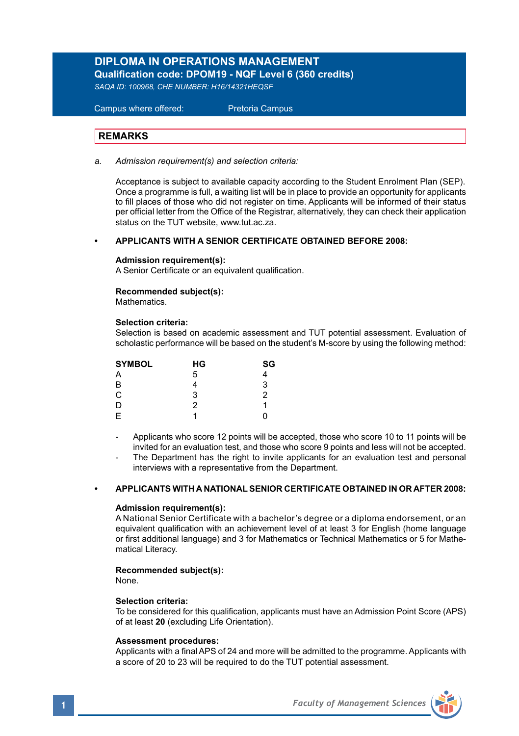# DIPLOMA IN OPERATIONS MANAGEMENT

**Qualification code: DPOM19 - NQF Level 6 (360 credits)**

*SAQA ID: 100968, CHE NUMBER: H16/14321HEQSF*

Campus where offered: Pretoria Campus

## REMARKS

a. *Admission requirement(s) and selection criteria:*

Acceptance is subject to available capacity according to the Student Enrolment Plan (SEP). Once a programme is full, a waiting list will be in place to provide an opportunity for applicants to fill places of those who did not register on time. Applicants will be informed of their status per official letter from the Office of the Registrar, alternatively, they can check their application status on the TUT website, www.tut.ac.za.

- **APPLICANTS WITH A SENIOR CERTIFICATE OBTAINED BEFORE 2008:**

**Admission requirement(s):**
A Senior Certificate or an equivalent qualification.

**Recommended subject(s):**
Mathematics.

**Selection criteria:**
Selection is based on academic assessment and TUT potential assessment. Evaluation of scholastic performance will be based on the student's M-score by using the following method:

| SYMBOL | HG | SG |
|---|---|---|
| A | 5 | 4 |
| B | 4 | 3 |
| C | 3 | 2 |
| D | 2 | 1 |
| E | 1 | 0 |

- Applicants who score 12 points will be accepted, those who score 10 to 11 points will be invited for an evaluation test, and those who score 9 points and less will not be accepted.
- The Department has the right to invite applicants for an evaluation test and personal interviews with a representative from the Department.

- **APPLICANTS WITH A NATIONAL SENIOR CERTIFICATE OBTAINED IN OR AFTER 2008:**

**Admission requirement(s):**
A National Senior Certificate with a bachelor's degree or a diploma endorsement, or an equivalent qualification with an achievement level of at least 3 for English (home language or first additional language) and 3 for Mathematics or Technical Mathematics or 5 for Mathematical Literacy.

**Recommended subject(s):**
None.

**Selection criteria:**
To be considered for this qualification, applicants must have an Admission Point Score (APS) of at least **20** (excluding Life Orientation).

**Assessment procedures:**
Applicants with a final APS of 24 and more will be admitted to the programme. Applicants with a score of 20 to 23 will be required to do the TUT potential assessment.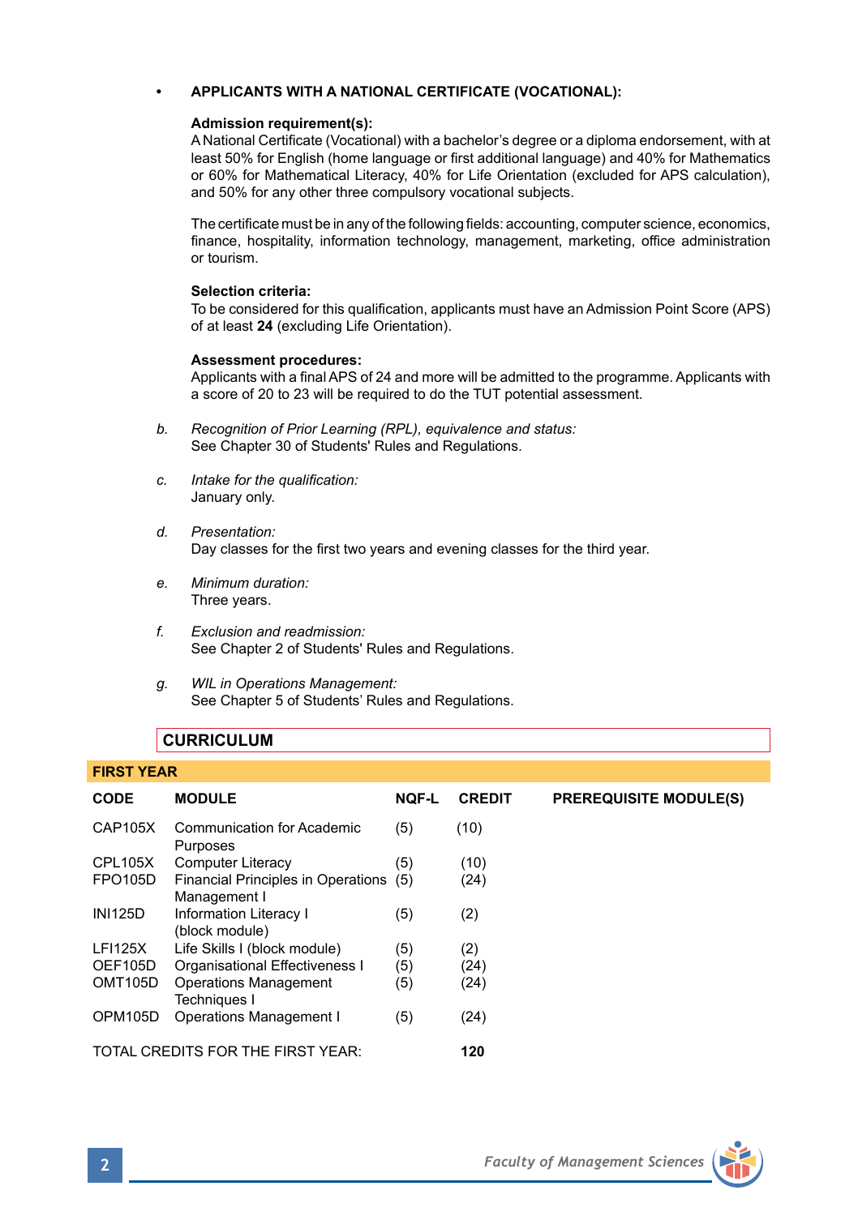- **APPLICANTS WITH A NATIONAL CERTIFICATE (VOCATIONAL):**

  **Admission requirement(s):**
  A National Certificate (Vocational) with a bachelor's degree or a diploma endorsement, with at least 50% for English (home language or first additional language) and 40% for Mathematics or 60% for Mathematical Literacy, 40% for Life Orientation (excluded for APS calculation), and 50% for any other three compulsory vocational subjects.

  The certificate must be in any of the following fields: accounting, computer science, economics, finance, hospitality, information technology, management, marketing, office administration or tourism.

  **Selection criteria:**
  To be considered for this qualification, applicants must have an Admission Point Score (APS) of at least **24** (excluding Life Orientation).

  **Assessment procedures:**
  Applicants with a final APS of 24 and more will be admitted to the programme. Applicants with a score of 20 to 23 will be required to do the TUT potential assessment.

b. *Recognition of Prior Learning (RPL), equivalence and status:*
   See Chapter 30 of Students' Rules and Regulations.

c. *Intake for the qualification:*
   January only.

d. *Presentation:*
   Day classes for the first two years and evening classes for the third year.

e. *Minimum duration:*
   Three years.

f. *Exclusion and readmission:*
   See Chapter 2 of Students' Rules and Regulations.

g. *WIL in Operations Management:*
   See Chapter 5 of Students' Rules and Regulations.

## CURRICULUM

### FIRST YEAR

| CODE | MODULE | NQF-L | CREDIT | PREREQUISITE MODULE(S) |
|---|---|---|---|---|
| CAP105X | Communication for Academic Purposes | (5) | (10) | |
| CPL105X | Computer Literacy | (5) | (10) | |
| FPO105D | Financial Principles in Operations Management I | (5) | (24) | |
| INI125D | Information Literacy I (block module) | (5) | (2) | |
| LFI125X | Life Skills I (block module) | (5) | (2) | |
| OEF105D | Organisational Effectiveness I | (5) | (24) | |
| OMT105D | Operations Management Techniques I | (5) | (24) | |
| OPM105D | Operations Management I | (5) | (24) | |
| TOTAL CREDITS FOR THE FIRST YEAR: | | | **120** | |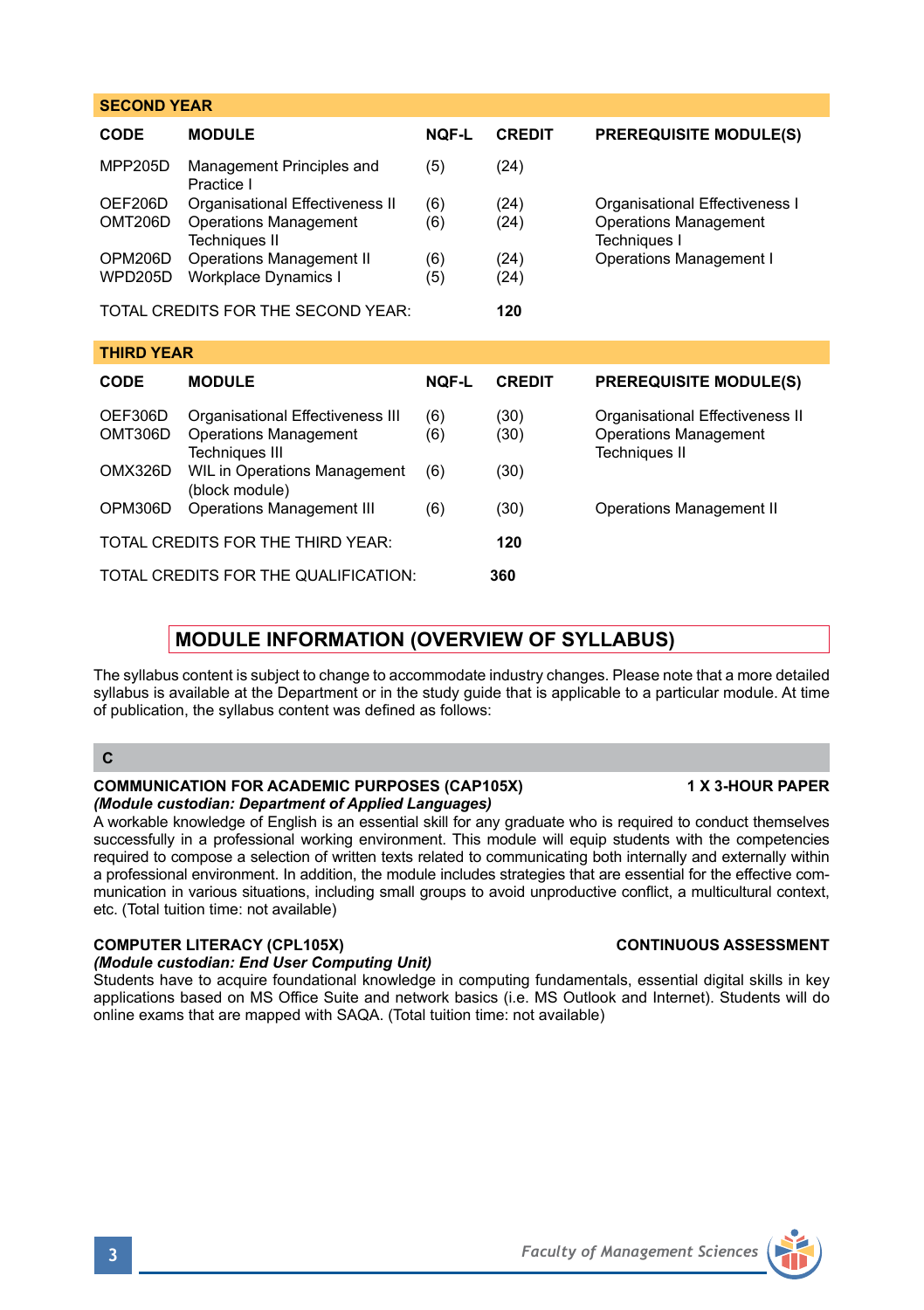## SECOND YEAR

| CODE | MODULE | NQF-L | CREDIT | PREREQUISITE MODULE(S) |
|---|---|---|---|---|
| MPP205D | Management Principles and Practice I | (5) | (24) | |
| OEF206D | Organisational Effectiveness II | (6) | (24) | Organisational Effectiveness I |
| OMT206D | Operations Management Techniques II | (6) | (24) | Operations Management Techniques I |
| OPM206D | Operations Management II | (6) | (24) | Operations Management I |
| WPD205D | Workplace Dynamics I | (5) | (24) | |

TOTAL CREDITS FOR THE SECOND YEAR: **120**

## THIRD YEAR

| CODE | MODULE | NQF-L | CREDIT | PREREQUISITE MODULE(S) |
|---|---|---|---|---|
| OEF306D | Organisational Effectiveness III | (6) | (30) | Organisational Effectiveness II |
| OMT306D | Operations Management Techniques III | (6) | (30) | Operations Management Techniques II |
| OMX326D | WIL in Operations Management (block module) | (6) | (30) | |
| OPM306D | Operations Management III | (6) | (30) | Operations Management II |

TOTAL CREDITS FOR THE THIRD YEAR: **120**

TOTAL CREDITS FOR THE QUALIFICATION: **360**

## MODULE INFORMATION (OVERVIEW OF SYLLABUS)

The syllabus content is subject to change to accommodate industry changes. Please note that a more detailed syllabus is available at the Department or in the study guide that is applicable to a particular module. At time of publication, the syllabus content was defined as follows:

### C

**COMMUNICATION FOR ACADEMIC PURPOSES (CAP105X)** **1 X 3-HOUR PAPER**
***(Module custodian: Department of Applied Languages)***
A workable knowledge of English is an essential skill for any graduate who is required to conduct themselves successfully in a professional working environment. This module will equip students with the competencies required to compose a selection of written texts related to communicating both internally and externally within a professional environment. In addition, the module includes strategies that are essential for the effective communication in various situations, including small groups to avoid unproductive conflict, a multicultural context, etc. (Total tuition time: not available)

**COMPUTER LITERACY (CPL105X)** **CONTINUOUS ASSESSMENT**
***(Module custodian: End User Computing Unit)***
Students have to acquire foundational knowledge in computing fundamentals, essential digital skills in key applications based on MS Office Suite and network basics (i.e. MS Outlook and Internet). Students will do online exams that are mapped with SAQA. (Total tuition time: not available)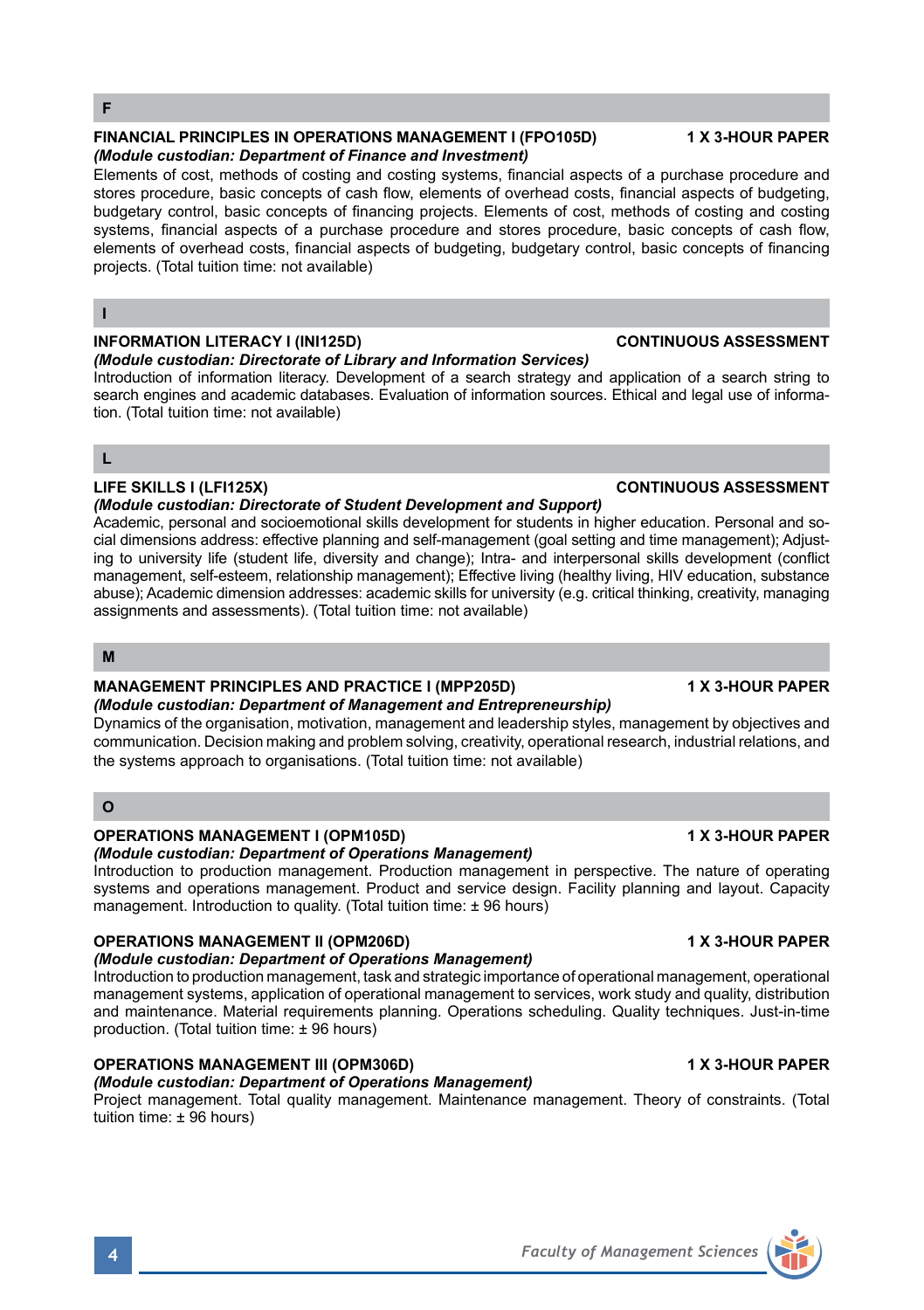## F

### FINANCIAL PRINCIPLES IN OPERATIONS MANAGEMENT I (FPO105D) — 1 X 3-HOUR PAPER

***(Module custodian: Department of Finance and Investment)***

Elements of cost, methods of costing and costing systems, financial aspects of a purchase procedure and stores procedure, basic concepts of cash flow, elements of overhead costs, financial aspects of budgeting, budgetary control, basic concepts of financing projects. Elements of cost, methods of costing and costing systems, financial aspects of a purchase procedure and stores procedure, basic concepts of cash flow, elements of overhead costs, financial aspects of budgeting, budgetary control, basic concepts of financing projects. (Total tuition time: not available)

## I

### INFORMATION LITERACY I (INI125D) — CONTINUOUS ASSESSMENT

***(Module custodian: Directorate of Library and Information Services)***

Introduction of information literacy. Development of a search strategy and application of a search string to search engines and academic databases. Evaluation of information sources. Ethical and legal use of information. (Total tuition time: not available)

## L

### LIFE SKILLS I (LFI125X) — CONTINUOUS ASSESSMENT

***(Module custodian: Directorate of Student Development and Support)***

Academic, personal and socioemotional skills development for students in higher education. Personal and social dimensions address: effective planning and self-management (goal setting and time management); Adjusting to university life (student life, diversity and change); Intra- and interpersonal skills development (conflict management, self-esteem, relationship management); Effective living (healthy living, HIV education, substance abuse); Academic dimension addresses: academic skills for university (e.g. critical thinking, creativity, managing assignments and assessments). (Total tuition time: not available)

## M

### MANAGEMENT PRINCIPLES AND PRACTICE I (MPP205D) — 1 X 3-HOUR PAPER

***(Module custodian: Department of Management and Entrepreneurship)***

Dynamics of the organisation, motivation, management and leadership styles, management by objectives and communication. Decision making and problem solving, creativity, operational research, industrial relations, and the systems approach to organisations. (Total tuition time: not available)

## O

### OPERATIONS MANAGEMENT I (OPM105D) — 1 X 3-HOUR PAPER

***(Module custodian: Department of Operations Management)***

Introduction to production management. Production management in perspective. The nature of operating systems and operations management. Product and service design. Facility planning and layout. Capacity management. Introduction to quality. (Total tuition time: ± 96 hours)

### OPERATIONS MANAGEMENT II (OPM206D) — 1 X 3-HOUR PAPER

***(Module custodian: Department of Operations Management)***

Introduction to production management, task and strategic importance of operational management, operational management systems, application of operational management to services, work study and quality, distribution and maintenance. Material requirements planning. Operations scheduling. Quality techniques. Just-in-time production. (Total tuition time: ± 96 hours)

### OPERATIONS MANAGEMENT III (OPM306D) — 1 X 3-HOUR PAPER

***(Module custodian: Department of Operations Management)***

Project management. Total quality management. Maintenance management. Theory of constraints. (Total tuition time: ± 96 hours)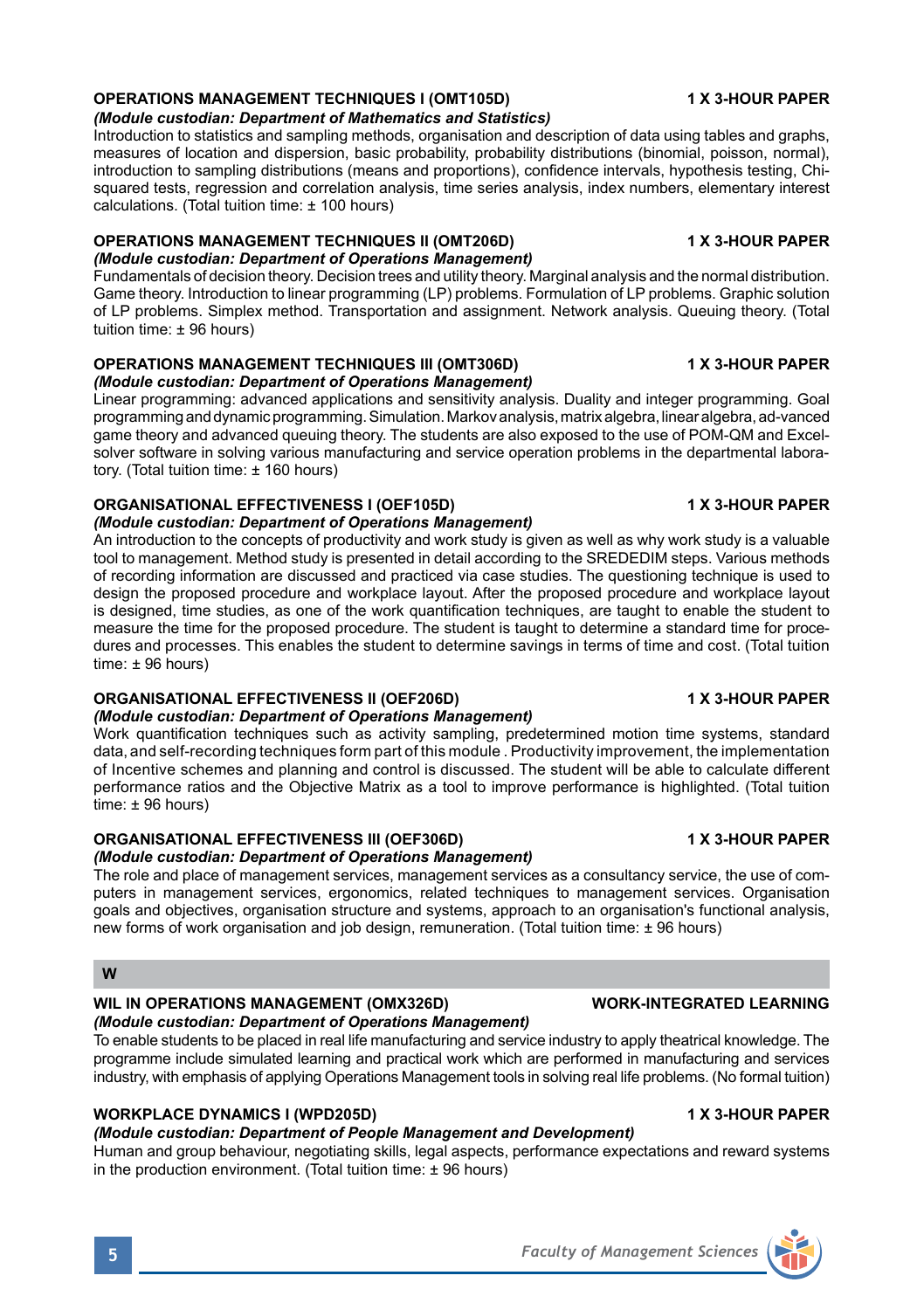**OPERATIONS MANAGEMENT TECHNIQUES I (OMT105D)** **1 X 3-HOUR PAPER**
***(Module custodian: Department of Mathematics and Statistics)***
Introduction to statistics and sampling methods, organisation and description of data using tables and graphs, measures of location and dispersion, basic probability, probability distributions (binomial, poisson, normal), introduction to sampling distributions (means and proportions), confidence intervals, hypothesis testing, Chi-squared tests, regression and correlation analysis, time series analysis, index numbers, elementary interest calculations. (Total tuition time: ± 100 hours)

**OPERATIONS MANAGEMENT TECHNIQUES II (OMT206D)** **1 X 3-HOUR PAPER**
***(Module custodian: Department of Operations Management)***
Fundamentals of decision theory. Decision trees and utility theory. Marginal analysis and the normal distribution. Game theory. Introduction to linear programming (LP) problems. Formulation of LP problems. Graphic solution of LP problems. Simplex method. Transportation and assignment. Network analysis. Queuing theory. (Total tuition time: ± 96 hours)

**OPERATIONS MANAGEMENT TECHNIQUES III (OMT306D)** **1 X 3-HOUR PAPER**
***(Module custodian: Department of Operations Management)***
Linear programming: advanced applications and sensitivity analysis. Duality and integer programming. Goal programming and dynamic programming. Simulation. Markov analysis, matrix algebra, linear algebra, ad-vanced game theory and advanced queuing theory. The students are also exposed to the use of POM-QM and Excel-solver software in solving various manufacturing and service operation problems in the departmental laboratory. (Total tuition time: ± 160 hours)

**ORGANISATIONAL EFFECTIVENESS I (OEF105D)** **1 X 3-HOUR PAPER**
***(Module custodian: Department of Operations Management)***
An introduction to the concepts of productivity and work study is given as well as why work study is a valuable tool to management. Method study is presented in detail according to the SREDEDIM steps. Various methods of recording information are discussed and practiced via case studies. The questioning technique is used to design the proposed procedure and workplace layout. After the proposed procedure and workplace layout is designed, time studies, as one of the work quantification techniques, are taught to enable the student to measure the time for the proposed procedure. The student is taught to determine a standard time for procedures and processes. This enables the student to determine savings in terms of time and cost. (Total tuition time: ± 96 hours)

**ORGANISATIONAL EFFECTIVENESS II (OEF206D)** **1 X 3-HOUR PAPER**
***(Module custodian: Department of Operations Management)***
Work quantification techniques such as activity sampling, predetermined motion time systems, standard data, and self-recording techniques form part of this module . Productivity improvement, the implementation of Incentive schemes and planning and control is discussed. The student will be able to calculate different performance ratios and the Objective Matrix as a tool to improve performance is highlighted. (Total tuition time: ± 96 hours)

**ORGANISATIONAL EFFECTIVENESS III (OEF306D)** **1 X 3-HOUR PAPER**
***(Module custodian: Department of Operations Management)***
The role and place of management services, management services as a consultancy service, the use of computers in management services, ergonomics, related techniques to management services. Organisation goals and objectives, organisation structure and systems, approach to an organisation's functional analysis, new forms of work organisation and job design, remuneration. (Total tuition time: ± 96 hours)

## W

**WIL IN OPERATIONS MANAGEMENT (OMX326D)** **WORK-INTEGRATED LEARNING**
***(Module custodian: Department of Operations Management)***
To enable students to be placed in real life manufacturing and service industry to apply theatrical knowledge. The programme include simulated learning and practical work which are performed in manufacturing and services industry, with emphasis of applying Operations Management tools in solving real life problems. (No formal tuition)

**WORKPLACE DYNAMICS I (WPD205D)** **1 X 3-HOUR PAPER**
***(Module custodian: Department of People Management and Development)***
Human and group behaviour, negotiating skills, legal aspects, performance expectations and reward systems in the production environment. (Total tuition time: ± 96 hours)